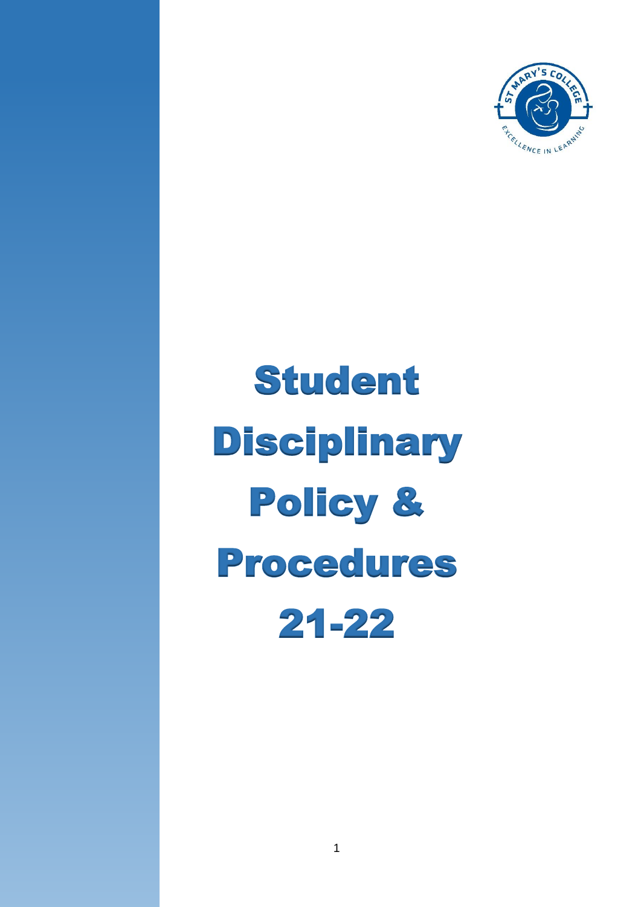# Student Disciplinary Policy & Procedures 21-22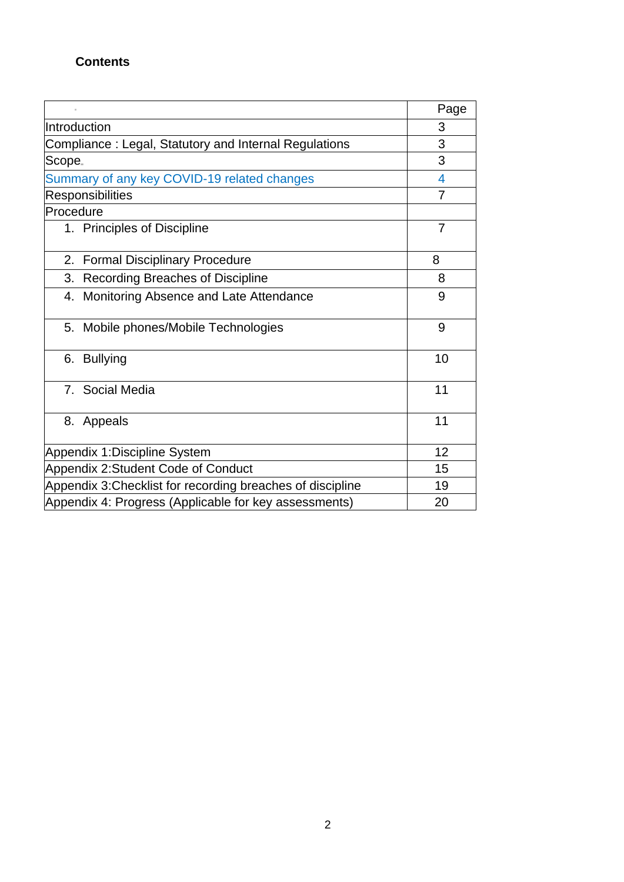## Contents

| | Page |
|---|---|
| Introduction | 3 |
| Compliance : Legal, Statutory and Internal Regulations | 3 |
| Scope | 3 |
| Summary of any key COVID-19 related changes | 4 |
| Responsibilities | 7 |
| Procedure | |
| 1. Principles of Discipline | 7 |
| 2. Formal Disciplinary Procedure | 8 |
| 3. Recording Breaches of Discipline | 8 |
| 4. Monitoring Absence and Late Attendance | 9 |
| 5. Mobile phones/Mobile Technologies | 9 |
| 6. Bullying | 10 |
| 7. Social Media | 11 |
| 8. Appeals | 11 |
| Appendix 1:Discipline System | 12 |
| Appendix 2:Student Code of Conduct | 15 |
| Appendix 3:Checklist for recording breaches of discipline | 19 |
| Appendix 4: Progress (Applicable for key assessments) | 20 |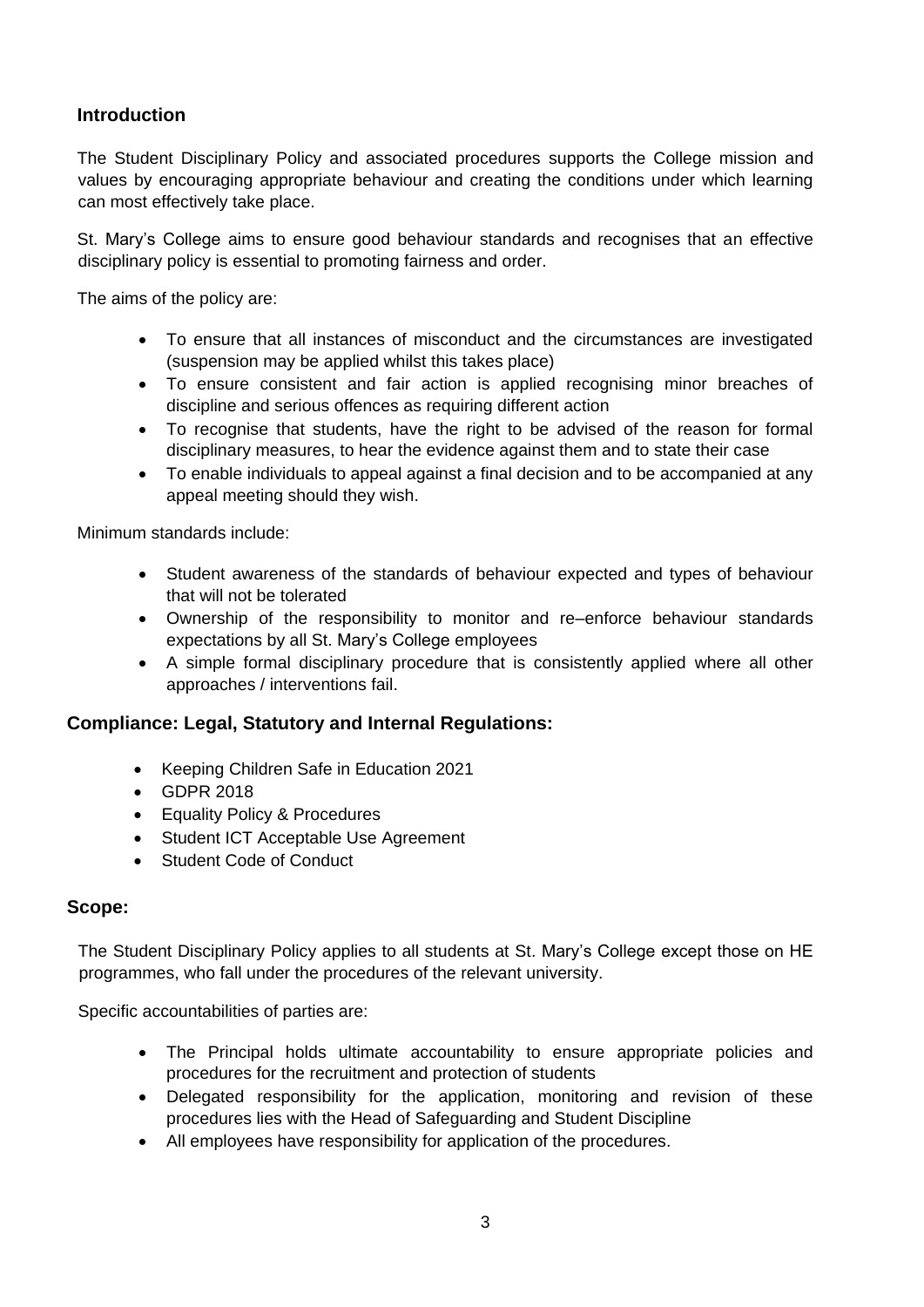## Introduction

The Student Disciplinary Policy and associated procedures supports the College mission and values by encouraging appropriate behaviour and creating the conditions under which learning can most effectively take place.

St. Mary's College aims to ensure good behaviour standards and recognises that an effective disciplinary policy is essential to promoting fairness and order.

The aims of the policy are:

- To ensure that all instances of misconduct and the circumstances are investigated (suspension may be applied whilst this takes place)
- To ensure consistent and fair action is applied recognising minor breaches of discipline and serious offences as requiring different action
- To recognise that students, have the right to be advised of the reason for formal disciplinary measures, to hear the evidence against them and to state their case
- To enable individuals to appeal against a final decision and to be accompanied at any appeal meeting should they wish.

Minimum standards include:

- Student awareness of the standards of behaviour expected and types of behaviour that will not be tolerated
- Ownership of the responsibility to monitor and re–enforce behaviour standards expectations by all St. Mary's College employees
- A simple formal disciplinary procedure that is consistently applied where all other approaches / interventions fail.

## Compliance: Legal, Statutory and Internal Regulations:

- Keeping Children Safe in Education 2021
- GDPR 2018
- Equality Policy & Procedures
- Student ICT Acceptable Use Agreement
- Student Code of Conduct

## Scope:

The Student Disciplinary Policy applies to all students at St. Mary's College except those on HE programmes, who fall under the procedures of the relevant university.

Specific accountabilities of parties are:

- The Principal holds ultimate accountability to ensure appropriate policies and procedures for the recruitment and protection of students
- Delegated responsibility for the application, monitoring and revision of these procedures lies with the Head of Safeguarding and Student Discipline
- All employees have responsibility for application of the procedures.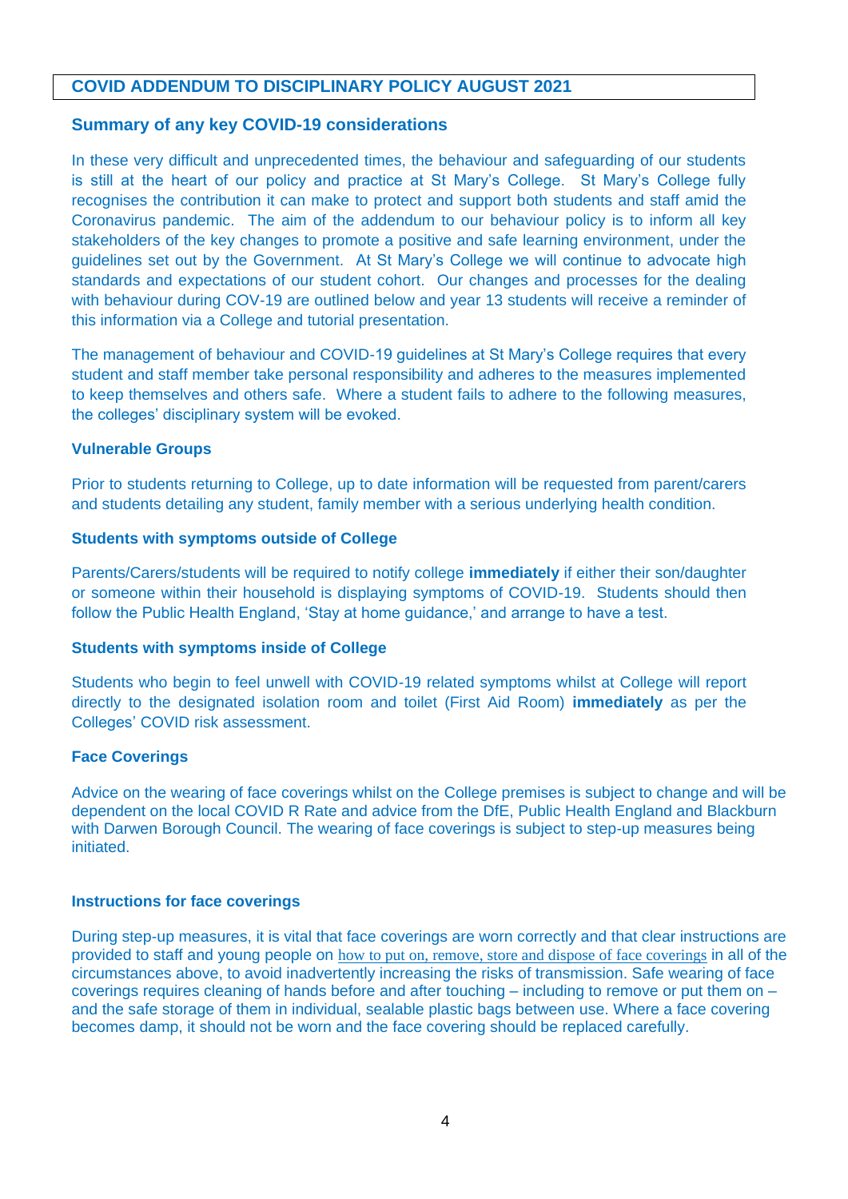## COVID ADDENDUM TO DISCIPLINARY POLICY AUGUST 2021

### Summary of any key COVID-19 considerations

In these very difficult and unprecedented times, the behaviour and safeguarding of our students is still at the heart of our policy and practice at St Mary's College. St Mary's College fully recognises the contribution it can make to protect and support both students and staff amid the Coronavirus pandemic. The aim of the addendum to our behaviour policy is to inform all key stakeholders of the key changes to promote a positive and safe learning environment, under the guidelines set out by the Government. At St Mary's College we will continue to advocate high standards and expectations of our student cohort. Our changes and processes for the dealing with behaviour during COV-19 are outlined below and year 13 students will receive a reminder of this information via a College and tutorial presentation.

The management of behaviour and COVID-19 guidelines at St Mary's College requires that every student and staff member take personal responsibility and adheres to the measures implemented to keep themselves and others safe. Where a student fails to adhere to the following measures, the colleges' disciplinary system will be evoked.

### Vulnerable Groups

Prior to students returning to College, up to date information will be requested from parent/carers and students detailing any student, family member with a serious underlying health condition.

### Students with symptoms outside of College

Parents/Carers/students will be required to notify college **immediately** if either their son/daughter or someone within their household is displaying symptoms of COVID-19. Students should then follow the Public Health England, 'Stay at home guidance,' and arrange to have a test.

### Students with symptoms inside of College

Students who begin to feel unwell with COVID-19 related symptoms whilst at College will report directly to the designated isolation room and toilet (First Aid Room) **immediately** as per the Colleges' COVID risk assessment.

### Face Coverings

Advice on the wearing of face coverings whilst on the College premises is subject to change and will be dependent on the local COVID R Rate and advice from the DfE, Public Health England and Blackburn with Darwen Borough Council. The wearing of face coverings is subject to step-up measures being initiated.

### Instructions for face coverings

During step-up measures, it is vital that face coverings are worn correctly and that clear instructions are provided to staff and young people on how to put on, remove, store and dispose of face coverings in all of the circumstances above, to avoid inadvertently increasing the risks of transmission. Safe wearing of face coverings requires cleaning of hands before and after touching – including to remove or put them on – and the safe storage of them in individual, sealable plastic bags between use. Where a face covering becomes damp, it should not be worn and the face covering should be replaced carefully.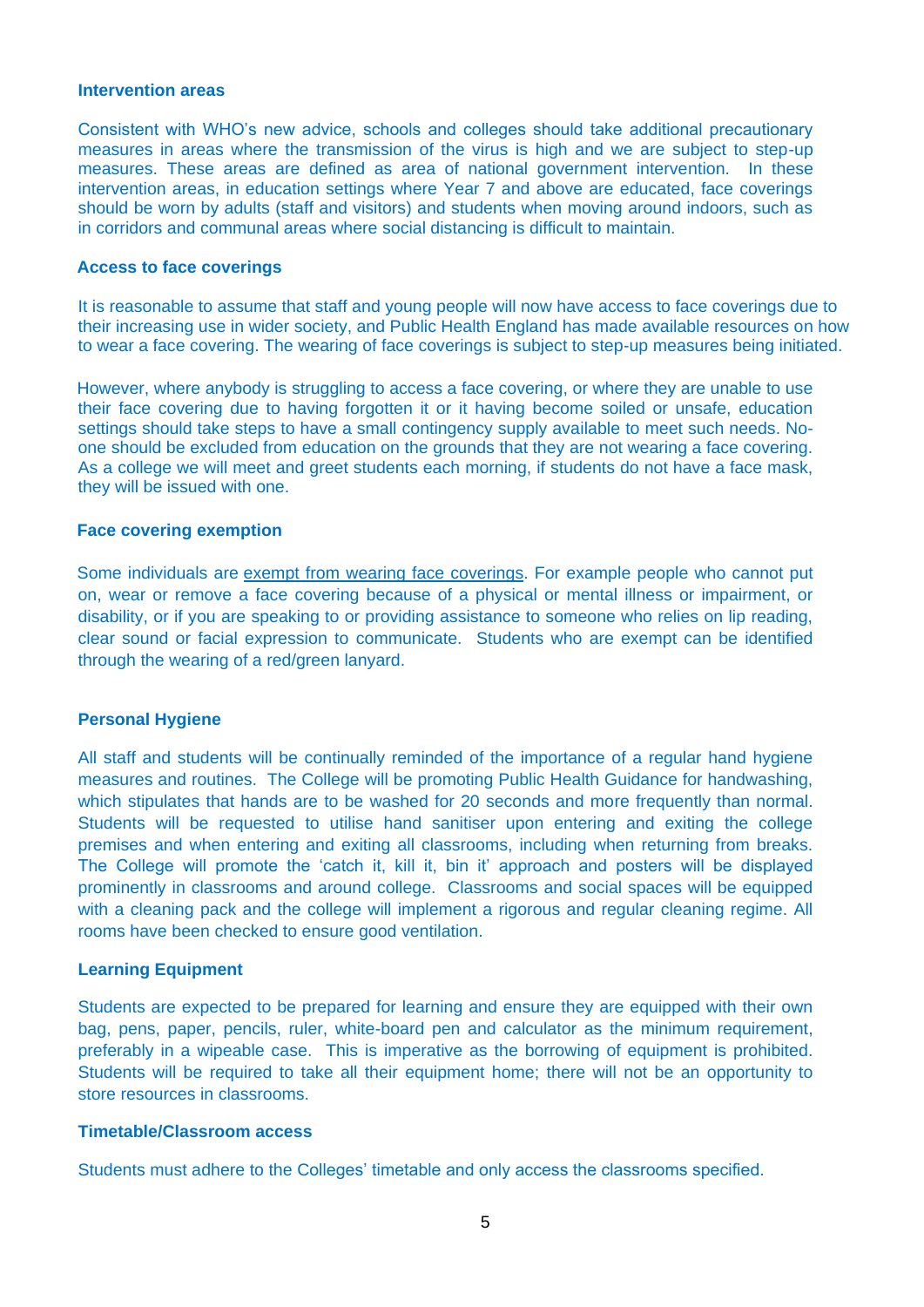### Intervention areas

Consistent with WHO's new advice, schools and colleges should take additional precautionary measures in areas where the transmission of the virus is high and we are subject to step-up measures. These areas are defined as area of national government intervention. In these intervention areas, in education settings where Year 7 and above are educated, face coverings should be worn by adults (staff and visitors) and students when moving around indoors, such as in corridors and communal areas where social distancing is difficult to maintain.

### Access to face coverings

It is reasonable to assume that staff and young people will now have access to face coverings due to their increasing use in wider society, and Public Health England has made available resources on how to wear a face covering. The wearing of face coverings is subject to step-up measures being initiated.

However, where anybody is struggling to access a face covering, or where they are unable to use their face covering due to having forgotten it or it having become soiled or unsafe, education settings should take steps to have a small contingency supply available to meet such needs. No-one should be excluded from education on the grounds that they are not wearing a face covering. As a college we will meet and greet students each morning, if students do not have a face mask, they will be issued with one.

### Face covering exemption

Some individuals are exempt from wearing face coverings. For example people who cannot put on, wear or remove a face covering because of a physical or mental illness or impairment, or disability, or if you are speaking to or providing assistance to someone who relies on lip reading, clear sound or facial expression to communicate. Students who are exempt can be identified through the wearing of a red/green lanyard.

### Personal Hygiene

All staff and students will be continually reminded of the importance of a regular hand hygiene measures and routines. The College will be promoting Public Health Guidance for handwashing, which stipulates that hands are to be washed for 20 seconds and more frequently than normal. Students will be requested to utilise hand sanitiser upon entering and exiting the college premises and when entering and exiting all classrooms, including when returning from breaks. The College will promote the 'catch it, kill it, bin it' approach and posters will be displayed prominently in classrooms and around college. Classrooms and social spaces will be equipped with a cleaning pack and the college will implement a rigorous and regular cleaning regime. All rooms have been checked to ensure good ventilation.

### Learning Equipment

Students are expected to be prepared for learning and ensure they are equipped with their own bag, pens, paper, pencils, ruler, white-board pen and calculator as the minimum requirement, preferably in a wipeable case. This is imperative as the borrowing of equipment is prohibited. Students will be required to take all their equipment home; there will not be an opportunity to store resources in classrooms.

### Timetable/Classroom access

Students must adhere to the Colleges' timetable and only access the classrooms specified.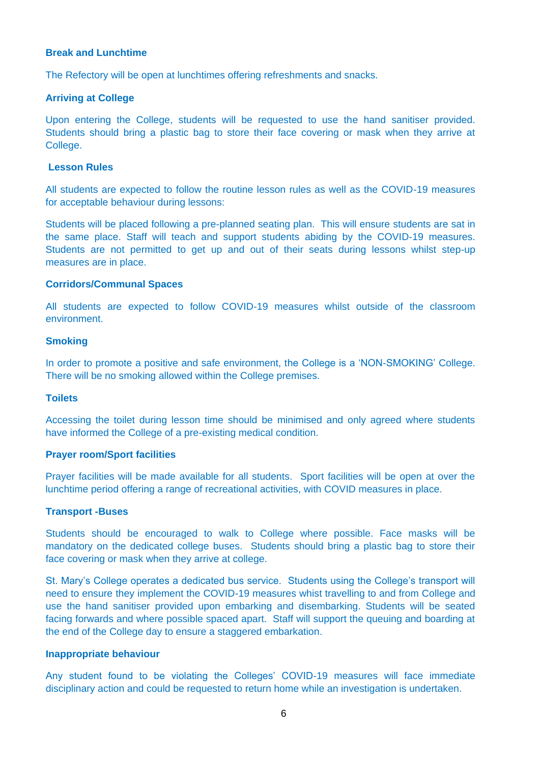**Break and Lunchtime**

The Refectory will be open at lunchtimes offering refreshments and snacks.

**Arriving at College**

Upon entering the College, students will be requested to use the hand sanitiser provided. Students should bring a plastic bag to store their face covering or mask when they arrive at College.

**Lesson Rules**

All students are expected to follow the routine lesson rules as well as the COVID-19 measures for acceptable behaviour during lessons:

Students will be placed following a pre-planned seating plan. This will ensure students are sat in the same place. Staff will teach and support students abiding by the COVID-19 measures. Students are not permitted to get up and out of their seats during lessons whilst step-up measures are in place.

**Corridors/Communal Spaces**

All students are expected to follow COVID-19 measures whilst outside of the classroom environment.

**Smoking**

In order to promote a positive and safe environment, the College is a 'NON-SMOKING' College. There will be no smoking allowed within the College premises.

**Toilets**

Accessing the toilet during lesson time should be minimised and only agreed where students have informed the College of a pre-existing medical condition.

**Prayer room/Sport facilities**

Prayer facilities will be made available for all students. Sport facilities will be open at over the lunchtime period offering a range of recreational activities, with COVID measures in place.

**Transport -Buses**

Students should be encouraged to walk to College where possible. Face masks will be mandatory on the dedicated college buses. Students should bring a plastic bag to store their face covering or mask when they arrive at college.

St. Mary's College operates a dedicated bus service. Students using the College's transport will need to ensure they implement the COVID-19 measures whist travelling to and from College and use the hand sanitiser provided upon embarking and disembarking. Students will be seated facing forwards and where possible spaced apart. Staff will support the queuing and boarding at the end of the College day to ensure a staggered embarkation.

**Inappropriate behaviour**

Any student found to be violating the Colleges' COVID-19 measures will face immediate disciplinary action and could be requested to return home while an investigation is undertaken.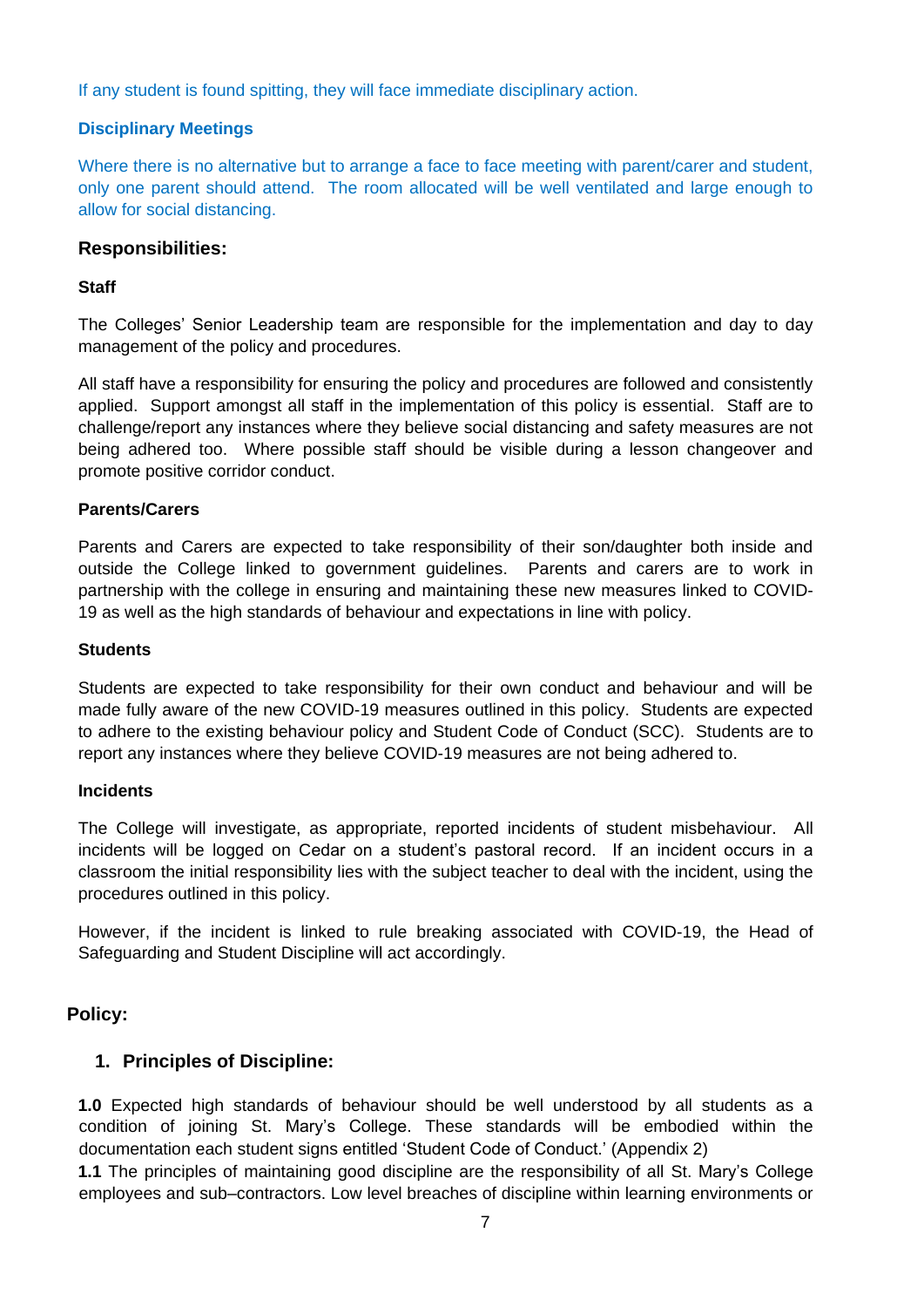If any student is found spitting, they will face immediate disciplinary action.

**Disciplinary Meetings**

Where there is no alternative but to arrange a face to face meeting with parent/carer and student, only one parent should attend. The room allocated will be well ventilated and large enough to allow for social distancing.

### Responsibilities:

**Staff**

The Colleges' Senior Leadership team are responsible for the implementation and day to day management of the policy and procedures.

All staff have a responsibility for ensuring the policy and procedures are followed and consistently applied. Support amongst all staff in the implementation of this policy is essential. Staff are to challenge/report any instances where they believe social distancing and safety measures are not being adhered too. Where possible staff should be visible during a lesson changeover and promote positive corridor conduct.

**Parents/Carers**

Parents and Carers are expected to take responsibility of their son/daughter both inside and outside the College linked to government guidelines. Parents and carers are to work in partnership with the college in ensuring and maintaining these new measures linked to COVID-19 as well as the high standards of behaviour and expectations in line with policy.

**Students**

Students are expected to take responsibility for their own conduct and behaviour and will be made fully aware of the new COVID-19 measures outlined in this policy. Students are expected to adhere to the existing behaviour policy and Student Code of Conduct (SCC). Students are to report any instances where they believe COVID-19 measures are not being adhered to.

**Incidents**

The College will investigate, as appropriate, reported incidents of student misbehaviour. All incidents will be logged on Cedar on a student's pastoral record. If an incident occurs in a classroom the initial responsibility lies with the subject teacher to deal with the incident, using the procedures outlined in this policy.

However, if the incident is linked to rule breaking associated with COVID-19, the Head of Safeguarding and Student Discipline will act accordingly.

## Policy:

### 1. Principles of Discipline:

**1.0** Expected high standards of behaviour should be well understood by all students as a condition of joining St. Mary's College. These standards will be embodied within the documentation each student signs entitled 'Student Code of Conduct.' (Appendix 2)

**1.1** The principles of maintaining good discipline are the responsibility of all St. Mary's College employees and sub–contractors. Low level breaches of discipline within learning environments or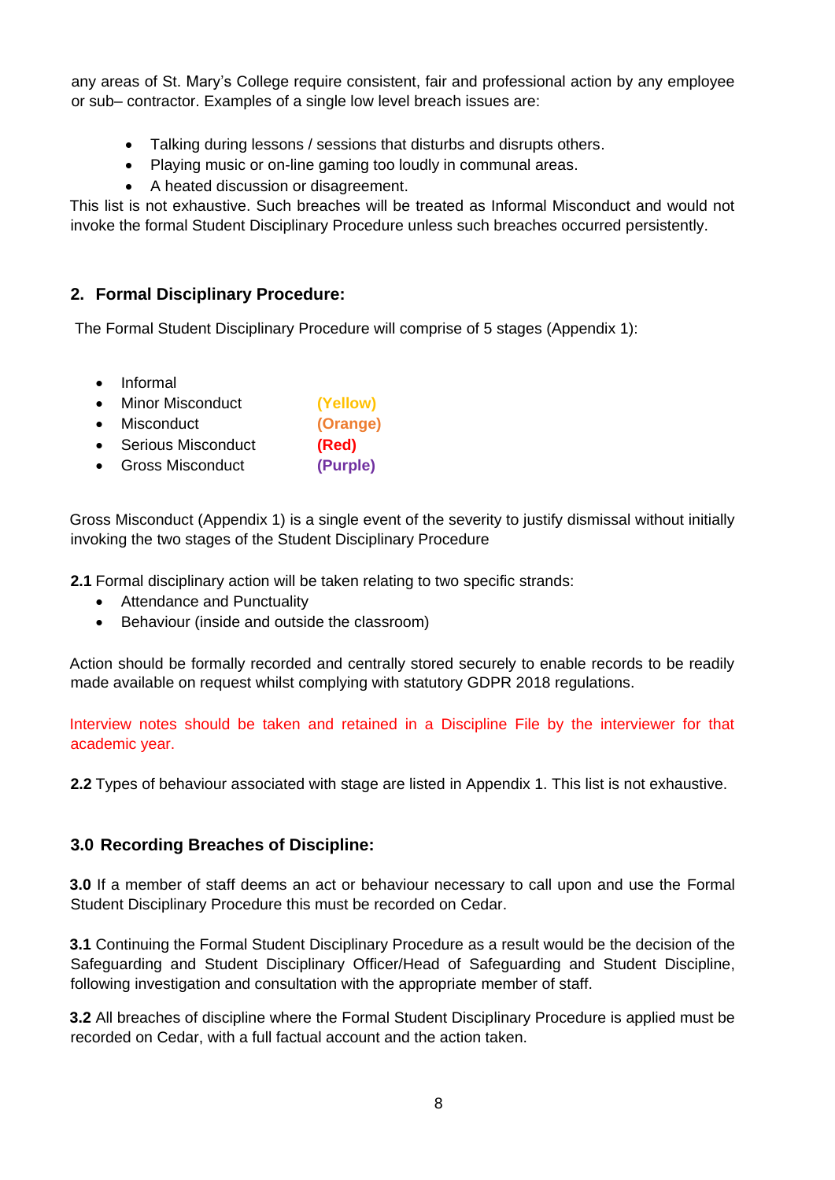any areas of St. Mary's College require consistent, fair and professional action by any employee or sub– contractor. Examples of a single low level breach issues are:

- Talking during lessons / sessions that disturbs and disrupts others.
- Playing music or on-line gaming too loudly in communal areas.
- A heated discussion or disagreement.

This list is not exhaustive. Such breaches will be treated as Informal Misconduct and would not invoke the formal Student Disciplinary Procedure unless such breaches occurred persistently.

## 2. Formal Disciplinary Procedure:

The Formal Student Disciplinary Procedure will comprise of 5 stages (Appendix 1):

- Informal
- Minor Misconduct **(Yellow)**
- Misconduct **(Orange)**
- Serious Misconduct **(Red)**
- Gross Misconduct **(Purple)**

Gross Misconduct (Appendix 1) is a single event of the severity to justify dismissal without initially invoking the two stages of the Student Disciplinary Procedure

**2.1** Formal disciplinary action will be taken relating to two specific strands:

- Attendance and Punctuality
- Behaviour (inside and outside the classroom)

Action should be formally recorded and centrally stored securely to enable records to be readily made available on request whilst complying with statutory GDPR 2018 regulations.

Interview notes should be taken and retained in a Discipline File by the interviewer for that academic year.

**2.2** Types of behaviour associated with stage are listed in Appendix 1. This list is not exhaustive.

## 3.0 Recording Breaches of Discipline:

**3.0** If a member of staff deems an act or behaviour necessary to call upon and use the Formal Student Disciplinary Procedure this must be recorded on Cedar.

**3.1** Continuing the Formal Student Disciplinary Procedure as a result would be the decision of the Safeguarding and Student Disciplinary Officer/Head of Safeguarding and Student Discipline, following investigation and consultation with the appropriate member of staff.

**3.2** All breaches of discipline where the Formal Student Disciplinary Procedure is applied must be recorded on Cedar, with a full factual account and the action taken.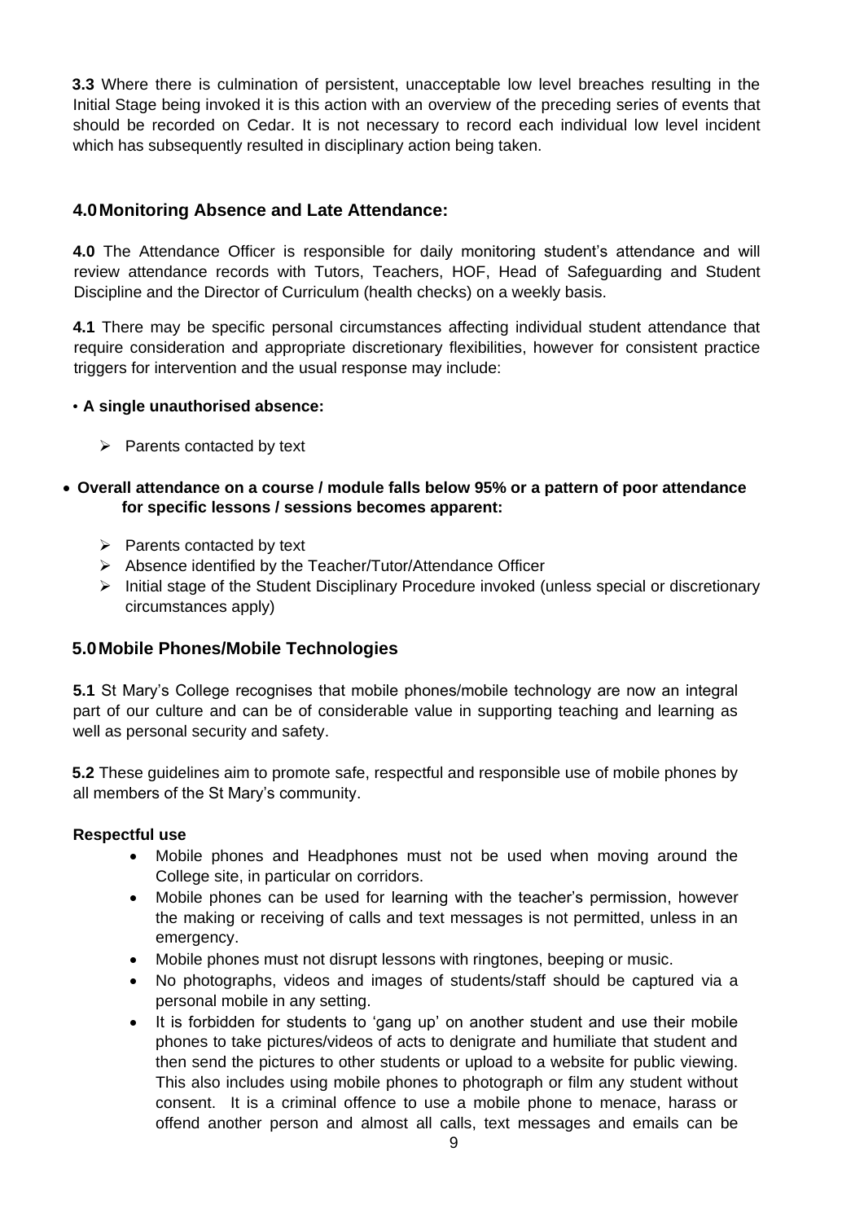**3.3** Where there is culmination of persistent, unacceptable low level breaches resulting in the Initial Stage being invoked it is this action with an overview of the preceding series of events that should be recorded on Cedar. It is not necessary to record each individual low level incident which has subsequently resulted in disciplinary action being taken.

## 4.0 Monitoring Absence and Late Attendance:

**4.0** The Attendance Officer is responsible for daily monitoring student's attendance and will review attendance records with Tutors, Teachers, HOF, Head of Safeguarding and Student Discipline and the Director of Curriculum (health checks) on a weekly basis.

**4.1** There may be specific personal circumstances affecting individual student attendance that require consideration and appropriate discretionary flexibilities, however for consistent practice triggers for intervention and the usual response may include:

- **A single unauthorised absence:**
  - Parents contacted by text

- **Overall attendance on a course / module falls below 95% or a pattern of poor attendance for specific lessons / sessions becomes apparent:**
  - Parents contacted by text
  - Absence identified by the Teacher/Tutor/Attendance Officer
  - Initial stage of the Student Disciplinary Procedure invoked (unless special or discretionary circumstances apply)

## 5.0 Mobile Phones/Mobile Technologies

**5.1** St Mary's College recognises that mobile phones/mobile technology are now an integral part of our culture and can be of considerable value in supporting teaching and learning as well as personal security and safety.

**5.2** These guidelines aim to promote safe, respectful and responsible use of mobile phones by all members of the St Mary's community.

**Respectful use**

- Mobile phones and Headphones must not be used when moving around the College site, in particular on corridors.
- Mobile phones can be used for learning with the teacher's permission, however the making or receiving of calls and text messages is not permitted, unless in an emergency.
- Mobile phones must not disrupt lessons with ringtones, beeping or music.
- No photographs, videos and images of students/staff should be captured via a personal mobile in any setting.
- It is forbidden for students to 'gang up' on another student and use their mobile phones to take pictures/videos of acts to denigrate and humiliate that student and then send the pictures to other students or upload to a website for public viewing. This also includes using mobile phones to photograph or film any student without consent. It is a criminal offence to use a mobile phone to menace, harass or offend another person and almost all calls, text messages and emails can be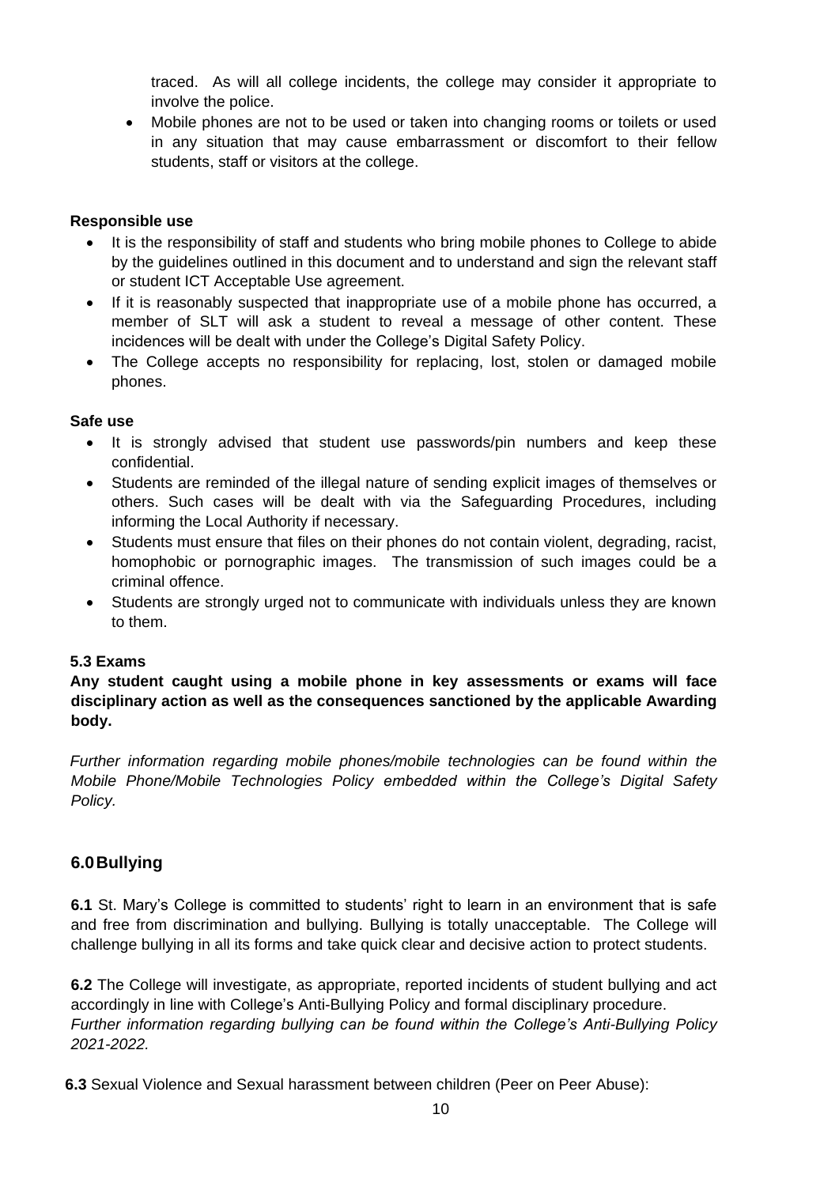traced. As will all college incidents, the college may consider it appropriate to involve the police.

- Mobile phones are not to be used or taken into changing rooms or toilets or used in any situation that may cause embarrassment or discomfort to their fellow students, staff or visitors at the college.

**Responsible use**

- It is the responsibility of staff and students who bring mobile phones to College to abide by the guidelines outlined in this document and to understand and sign the relevant staff or student ICT Acceptable Use agreement.
- If it is reasonably suspected that inappropriate use of a mobile phone has occurred, a member of SLT will ask a student to reveal a message of other content. These incidences will be dealt with under the College's Digital Safety Policy.
- The College accepts no responsibility for replacing, lost, stolen or damaged mobile phones.

**Safe use**

- It is strongly advised that student use passwords/pin numbers and keep these confidential.
- Students are reminded of the illegal nature of sending explicit images of themselves or others. Such cases will be dealt with via the Safeguarding Procedures, including informing the Local Authority if necessary.
- Students must ensure that files on their phones do not contain violent, degrading, racist, homophobic or pornographic images. The transmission of such images could be a criminal offence.
- Students are strongly urged not to communicate with individuals unless they are known to them.

**5.3 Exams**

**Any student caught using a mobile phone in key assessments or exams will face disciplinary action as well as the consequences sanctioned by the applicable Awarding body.**

*Further information regarding mobile phones/mobile technologies can be found within the Mobile Phone/Mobile Technologies Policy embedded within the College's Digital Safety Policy.*

## 6.0 Bullying

**6.1** St. Mary's College is committed to students' right to learn in an environment that is safe and free from discrimination and bullying. Bullying is totally unacceptable. The College will challenge bullying in all its forms and take quick clear and decisive action to protect students.

**6.2** The College will investigate, as appropriate, reported incidents of student bullying and act accordingly in line with College's Anti-Bullying Policy and formal disciplinary procedure.
*Further information regarding bullying can be found within the College's Anti-Bullying Policy 2021-2022.*

**6.3** Sexual Violence and Sexual harassment between children (Peer on Peer Abuse):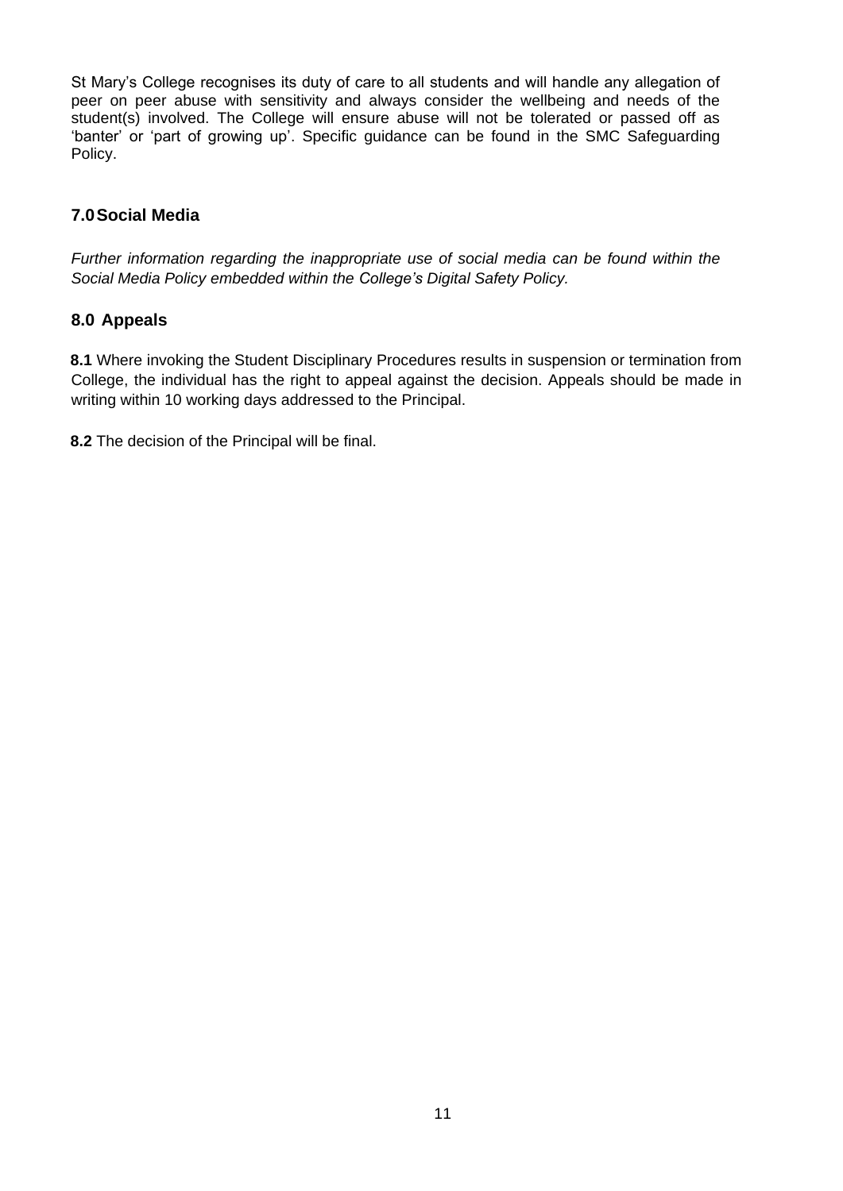St Mary's College recognises its duty of care to all students and will handle any allegation of peer on peer abuse with sensitivity and always consider the wellbeing and needs of the student(s) involved. The College will ensure abuse will not be tolerated or passed off as 'banter' or 'part of growing up'. Specific guidance can be found in the SMC Safeguarding Policy.

## 7.0 Social Media

*Further information regarding the inappropriate use of social media can be found within the Social Media Policy embedded within the College's Digital Safety Policy.*

## 8.0 Appeals

**8.1** Where invoking the Student Disciplinary Procedures results in suspension or termination from College, the individual has the right to appeal against the decision. Appeals should be made in writing within 10 working days addressed to the Principal.

**8.2** The decision of the Principal will be final.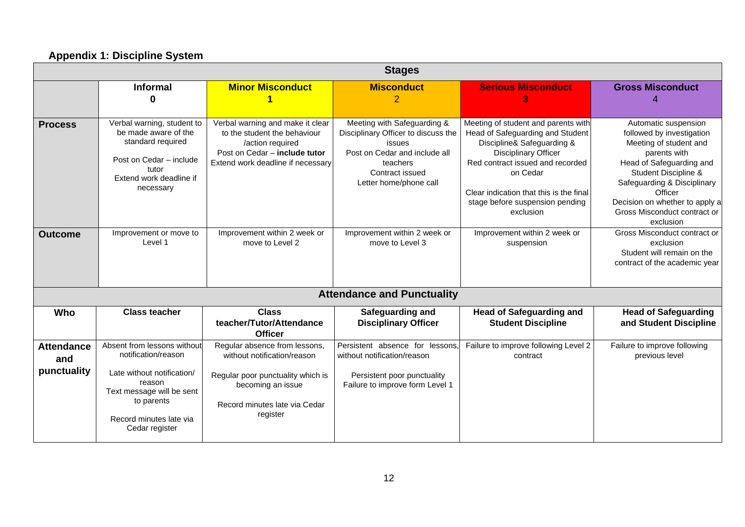## Appendix 1: Discipline System

| | Stages | | | | |
|---|---|---|---|---|---|
| | **Informal 0** | **Minor Misconduct 1** | **Misconduct 2** | **Serious Misconduct 3** | **Gross Misconduct 4** |
| **Process** | Verbal warning, student to be made aware of the standard required<br><br>Post on Cedar – include tutor<br>Extend work deadline if necessary | Verbal warning and make it clear to the student the behaviour /action required<br>Post on Cedar – **include tutor**<br>Extend work deadline if necessary | Meeting with Safeguarding & Disciplinary Officer to discuss the issues<br>Post on Cedar and include all teachers<br>Contract issued<br>Letter home/phone call | Meeting of student and parents with Head of Safeguarding and Student Discipline& Safeguarding & Disciplinary Officer<br>Red contract issued and recorded on Cedar<br><br>Clear indication that this is the final stage before suspension pending exclusion | Automatic suspension followed by investigation<br>Meeting of student and parents with<br>Head of Safeguarding and Student Discipline & Safeguarding & Disciplinary Officer<br>Decision on whether to apply a Gross Misconduct contract or exclusion |
| **Outcome** | Improvement or move to Level 1 | Improvement within 2 week or move to Level 2 | Improvement within 2 week or move to Level 3 | Improvement within 2 week or suspension | Gross Misconduct contract or exclusion<br>Student will remain on the contract of the academic year |
| | Attendance and Punctuality | | | | |
| **Who** | **Class teacher** | **Class teacher/Tutor/Attendance Officer** | **Safeguarding and Disciplinary Officer** | **Head of Safeguarding and Student Discipline** | **Head of Safeguarding and Student Discipline** |
| **Attendance and punctuality** | Absent from lessons without notification/reason<br><br>Late without notification/ reason<br>Text message will be sent to parents<br><br>Record minutes late via Cedar register | Regular absence from lessons, without notification/reason<br><br>Regular poor punctuality which is becoming an issue<br><br>Record minutes late via Cedar register | Persistent absence for lessons, without notification/reason<br><br>Persistent poor punctuality<br>Failure to improve form Level 1 | Failure to improve following Level 2 contract | Failure to improve following previous level |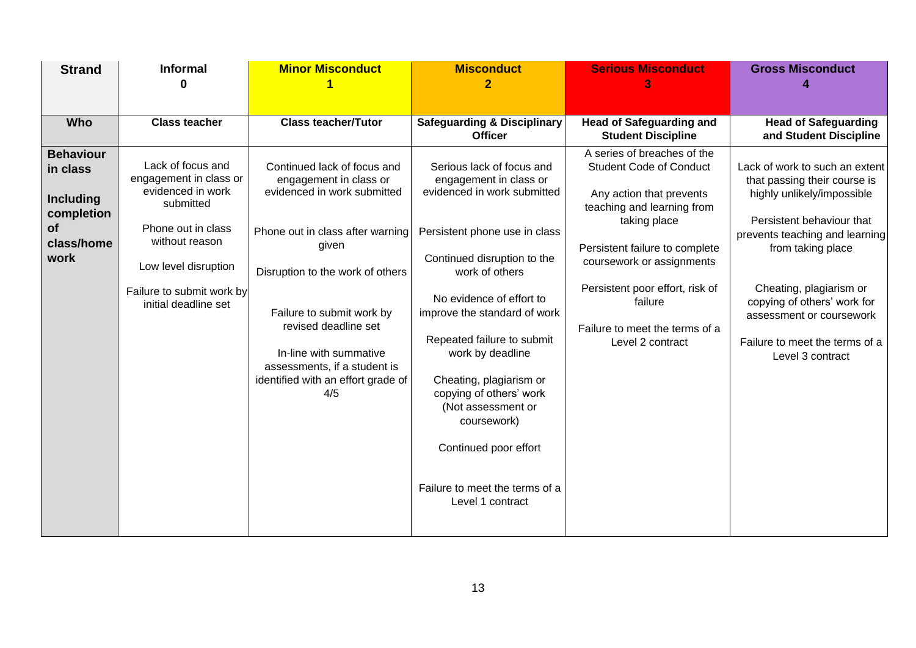| Strand | Informal 0 | Minor Misconduct 1 | Misconduct 2 | Serious Misconduct 3 | Gross Misconduct 4 |
|---|---|---|---|---|---|
| **Who** | **Class teacher** | **Class teacher/Tutor** | **Safeguarding & Disciplinary Officer** | **Head of Safeguarding and Student Discipline** | **Head of Safeguarding and Student Discipline** |
| **Behaviour in class**<br><br>**Including completion of class/home work** | Lack of focus and engagement in class or evidenced in work submitted<br><br>Phone out in class without reason<br><br>Low level disruption<br><br>Failure to submit work by initial deadline set | Continued lack of focus and engagement in class or evidenced in work submitted<br><br>Phone out in class after warning given<br><br>Disruption to the work of others<br><br>Failure to submit work by revised deadline set<br><br>In-line with summative assessments, if a student is identified with an effort grade of 4/5 | Serious lack of focus and engagement in class or evidenced in work submitted<br><br>Persistent phone use in class<br><br>Continued disruption to the work of others<br><br>No evidence of effort to improve the standard of work<br><br>Repeated failure to submit work by deadline<br><br>Cheating, plagiarism or copying of others' work (Not assessment or coursework)<br><br>Continued poor effort<br><br>Failure to meet the terms of a Level 1 contract | A series of breaches of the Student Code of Conduct<br><br>Any action that prevents teaching and learning from taking place<br><br>Persistent failure to complete coursework or assignments<br><br>Persistent poor effort, risk of failure<br><br>Failure to meet the terms of a Level 2 contract | Lack of work to such an extent that passing their course is highly unlikely/impossible<br><br>Persistent behaviour that prevents teaching and learning from taking place<br><br>Cheating, plagiarism or copying of others' work for assessment or coursework<br><br>Failure to meet the terms of a Level 3 contract |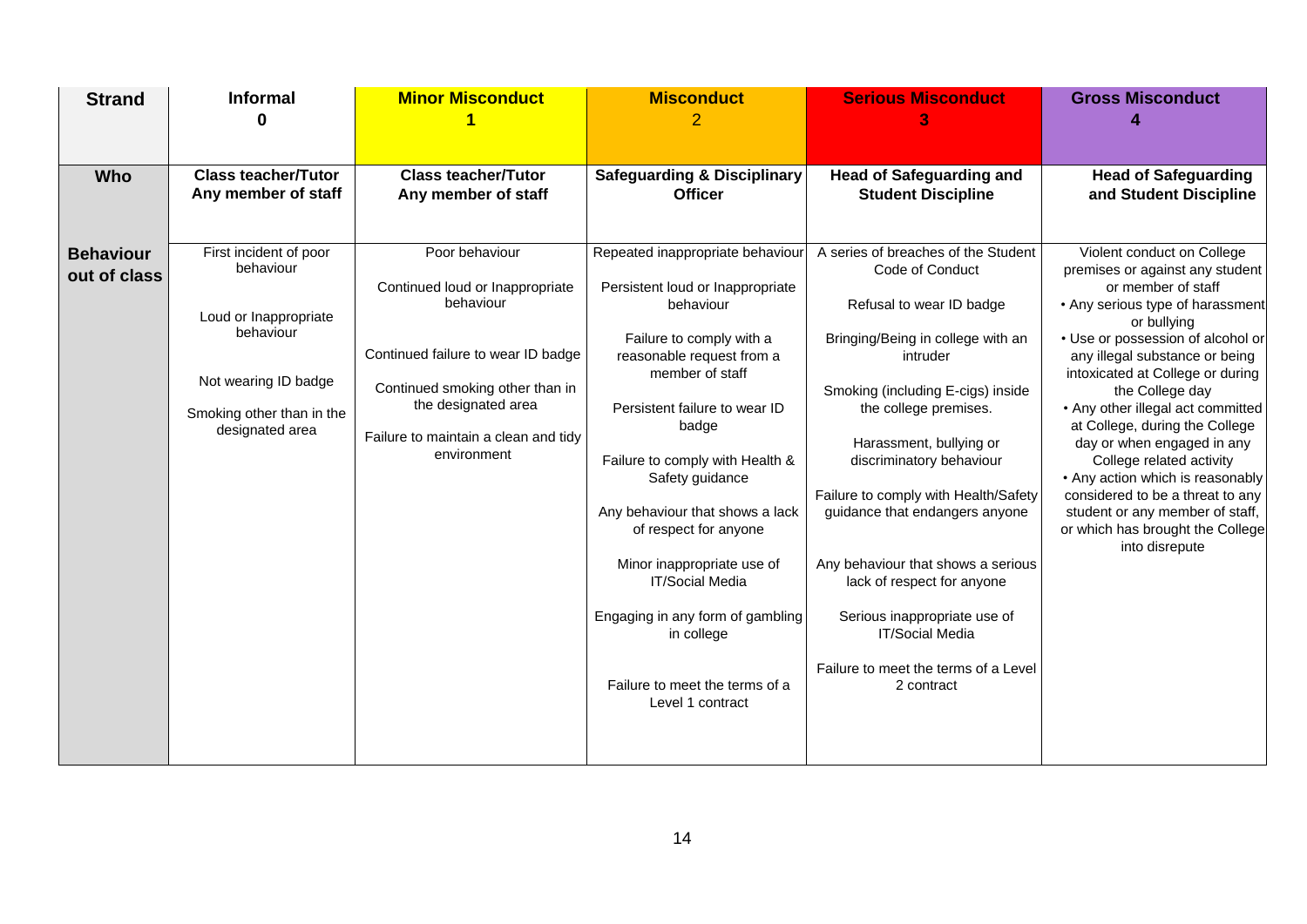| Strand | Informal 0 | Minor Misconduct 1 | Misconduct 2 | Serious Misconduct 3 | Gross Misconduct 4 |
|---|---|---|---|---|---|
| **Who** | **Class teacher/Tutor Any member of staff** | **Class teacher/Tutor Any member of staff** | **Safeguarding & Disciplinary Officer** | **Head of Safeguarding and Student Discipline** | **Head of Safeguarding and Student Discipline** |
| **Behaviour out of class** | First incident of poor behaviour<br><br>Loud or Inappropriate behaviour<br><br>Not wearing ID badge<br><br>Smoking other than in the designated area | Poor behaviour<br><br>Continued loud or Inappropriate behaviour<br><br>Continued failure to wear ID badge<br><br>Continued smoking other than in the designated area<br><br>Failure to maintain a clean and tidy environment | Repeated inappropriate behaviour<br><br>Persistent loud or Inappropriate behaviour<br><br>Failure to comply with a reasonable request from a member of staff<br><br>Persistent failure to wear ID badge<br><br>Failure to comply with Health & Safety guidance<br><br>Any behaviour that shows a lack of respect for anyone<br><br>Minor inappropriate use of IT/Social Media<br><br>Engaging in any form of gambling in college<br><br>Failure to meet the terms of a Level 1 contract | A series of breaches of the Student Code of Conduct<br><br>Refusal to wear ID badge<br><br>Bringing/Being in college with an intruder<br><br>Smoking (including E-cigs) inside the college premises.<br><br>Harassment, bullying or discriminatory behaviour<br><br>Failure to comply with Health/Safety guidance that endangers anyone<br><br>Any behaviour that shows a serious lack of respect for anyone<br><br>Serious inappropriate use of IT/Social Media<br><br>Failure to meet the terms of a Level 2 contract | Violent conduct on College premises or against any student or member of staff<br>• Any serious type of harassment or bullying<br>• Use or possession of alcohol or any illegal substance or being intoxicated at College or during the College day<br>• Any other illegal act committed at College, during the College day or when engaged in any College related activity<br>• Any action which is reasonably considered to be a threat to any student or any member of staff, or which has brought the College into disrepute |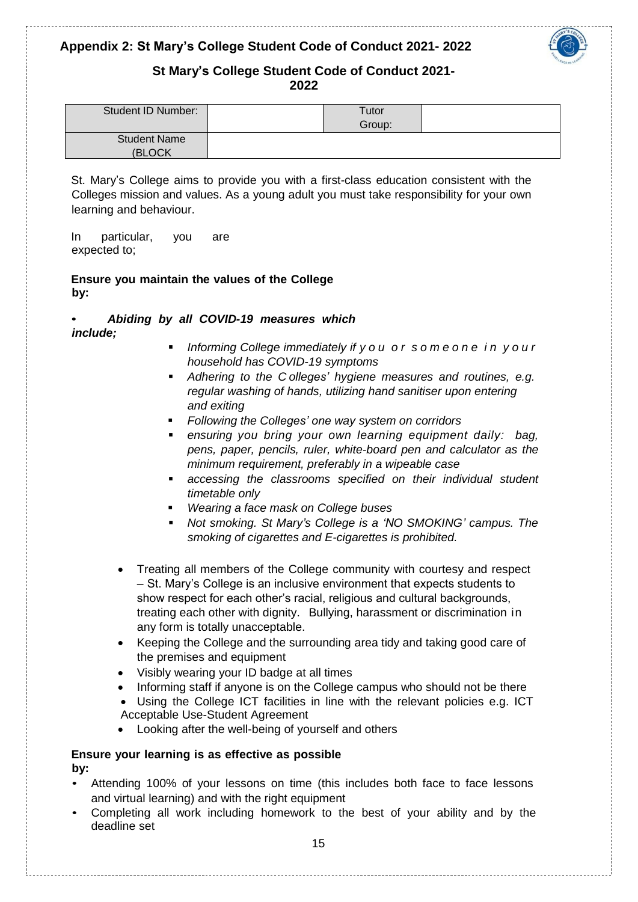## Appendix 2: St Mary's College Student Code of Conduct 2021- 2022

### St Mary's College Student Code of Conduct 2021-2022

| Student ID Number: | | Tutor Group: | |
|---|---|---|---|
| Student Name (BLOCK | | | |

St. Mary's College aims to provide you with a first-class education consistent with the Colleges mission and values. As a young adult you must take responsibility for your own learning and behaviour.

In particular, you are expected to;

**Ensure you maintain the values of the College by:**

- ***Abiding by all COVID-19 measures which include;***
  - *Informing College immediately if you or someone in your household has COVID-19 symptoms*
  - *Adhering to the Colleges' hygiene measures and routines, e.g. regular washing of hands, utilizing hand sanitiser upon entering and exiting*
  - *Following the Colleges' one way system on corridors*
  - *ensuring you bring your own learning equipment daily: bag, pens, paper, pencils, ruler, white-board pen and calculator as the minimum requirement, preferably in a wipeable case*
  - *accessing the classrooms specified on their individual student timetable only*
  - *Wearing a face mask on College buses*
  - *Not smoking. St Mary's College is a 'NO SMOKING' campus. The smoking of cigarettes and E-cigarettes is prohibited.*
- Treating all members of the College community with courtesy and respect – St. Mary's College is an inclusive environment that expects students to show respect for each other's racial, religious and cultural backgrounds, treating each other with dignity. Bullying, harassment or discrimination in any form is totally unacceptable.
- Keeping the College and the surrounding area tidy and taking good care of the premises and equipment
- Visibly wearing your ID badge at all times
- Informing staff if anyone is on the College campus who should not be there
- Using the College ICT facilities in line with the relevant policies e.g. ICT Acceptable Use-Student Agreement
- Looking after the well-being of yourself and others

**Ensure your learning is as effective as possible by:**

- Attending 100% of your lessons on time (this includes both face to face lessons and virtual learning) and with the right equipment
- Completing all work including homework to the best of your ability and by the deadline set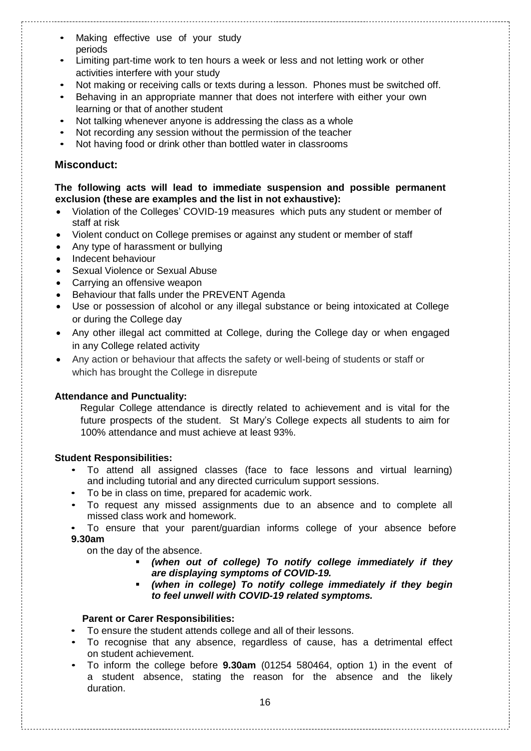- Making effective use of your study periods
- Limiting part-time work to ten hours a week or less and not letting work or other activities interfere with your study
- Not making or receiving calls or texts during a lesson. Phones must be switched off.
- Behaving in an appropriate manner that does not interfere with either your own learning or that of another student
- Not talking whenever anyone is addressing the class as a whole
- Not recording any session without the permission of the teacher
- Not having food or drink other than bottled water in classrooms

### Misconduct:

**The following acts will lead to immediate suspension and possible permanent exclusion (these are examples and the list in not exhaustive):**

- Violation of the Colleges' COVID-19 measures which puts any student or member of staff at risk
- Violent conduct on College premises or against any student or member of staff
- Any type of harassment or bullying
- Indecent behaviour
- Sexual Violence or Sexual Abuse
- Carrying an offensive weapon
- Behaviour that falls under the PREVENT Agenda
- Use or possession of alcohol or any illegal substance or being intoxicated at College or during the College day
- Any other illegal act committed at College, during the College day or when engaged in any College related activity
- Any action or behaviour that affects the safety or well-being of students or staff or which has brought the College in disrepute

**Attendance and Punctuality:**

Regular College attendance is directly related to achievement and is vital for the future prospects of the student. St Mary's College expects all students to aim for 100% attendance and must achieve at least 93%.

**Student Responsibilities:**

- To attend all assigned classes (face to face lessons and virtual learning) and including tutorial and any directed curriculum support sessions.
- To be in class on time, prepared for academic work.
- To request any missed assignments due to an absence and to complete all missed class work and homework.
- To ensure that your parent/guardian informs college of your absence before **9.30am** on the day of the absence.
  - ***(when out of college) To notify college immediately if they are displaying symptoms of COVID-19.***
  - ***(when in college) To notify college immediately if they begin to feel unwell with COVID-19 related symptoms.***

**Parent or Carer Responsibilities:**

- To ensure the student attends college and all of their lessons.
- To recognise that any absence, regardless of cause, has a detrimental effect on student achievement.
- To inform the college before **9.30am** (01254 580464, option 1) in the event of a student absence, stating the reason for the absence and the likely duration.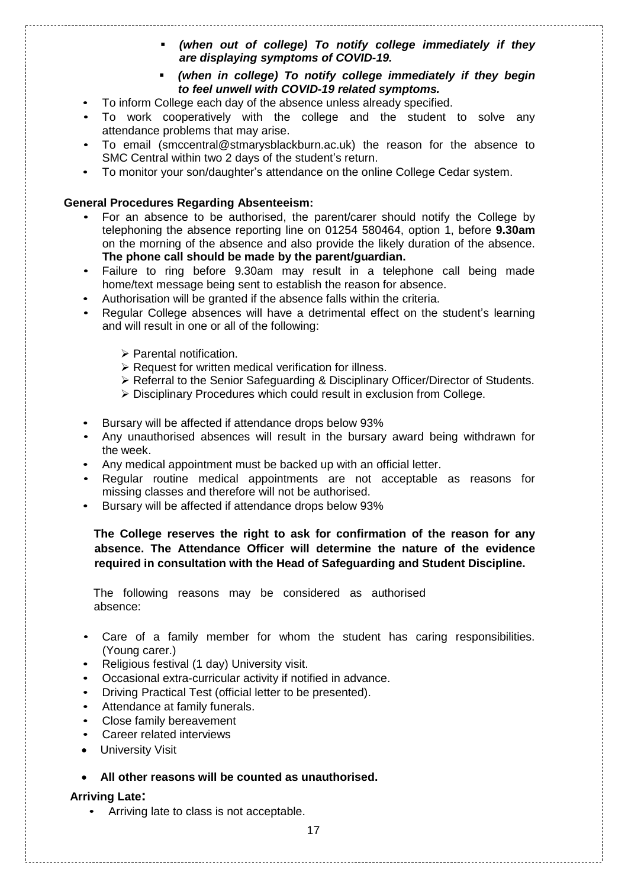- ***(when out of college) To notify college immediately if they are displaying symptoms of COVID-19.***
- ***(when in college) To notify college immediately if they begin to feel unwell with COVID-19 related symptoms.***

- To inform College each day of the absence unless already specified.
- To work cooperatively with the college and the student to solve any attendance problems that may arise.
- To email (smccentral@stmarysblackburn.ac.uk) the reason for the absence to SMC Central within two 2 days of the student's return.
- To monitor your son/daughter's attendance on the online College Cedar system.

**General Procedures Regarding Absenteeism:**

- For an absence to be authorised, the parent/carer should notify the College by telephoning the absence reporting line on 01254 580464, option 1, before **9.30am** on the morning of the absence and also provide the likely duration of the absence. **The phone call should be made by the parent/guardian.**
- Failure to ring before 9.30am may result in a telephone call being made home/text message being sent to establish the reason for absence.
- Authorisation will be granted if the absence falls within the criteria.
- Regular College absences will have a detrimental effect on the student's learning and will result in one or all of the following:
  - Parental notification.
  - Request for written medical verification for illness.
  - Referral to the Senior Safeguarding & Disciplinary Officer/Director of Students.
  - Disciplinary Procedures which could result in exclusion from College.
- Bursary will be affected if attendance drops below 93%
- Any unauthorised absences will result in the bursary award being withdrawn for the week.
- Any medical appointment must be backed up with an official letter.
- Regular routine medical appointments are not acceptable as reasons for missing classes and therefore will not be authorised.
- Bursary will be affected if attendance drops below 93%

**The College reserves the right to ask for confirmation of the reason for any absence. The Attendance Officer will determine the nature of the evidence required in consultation with the Head of Safeguarding and Student Discipline.**

The following reasons may be considered as authorised absence:

- Care of a family member for whom the student has caring responsibilities. (Young carer.)
- Religious festival (1 day) University visit.
- Occasional extra-curricular activity if notified in advance.
- Driving Practical Test (official letter to be presented).
- Attendance at family funerals.
- Close family bereavement
- Career related interviews
- University Visit
- **All other reasons will be counted as unauthorised.**

**Arriving Late:**

- Arriving late to class is not acceptable.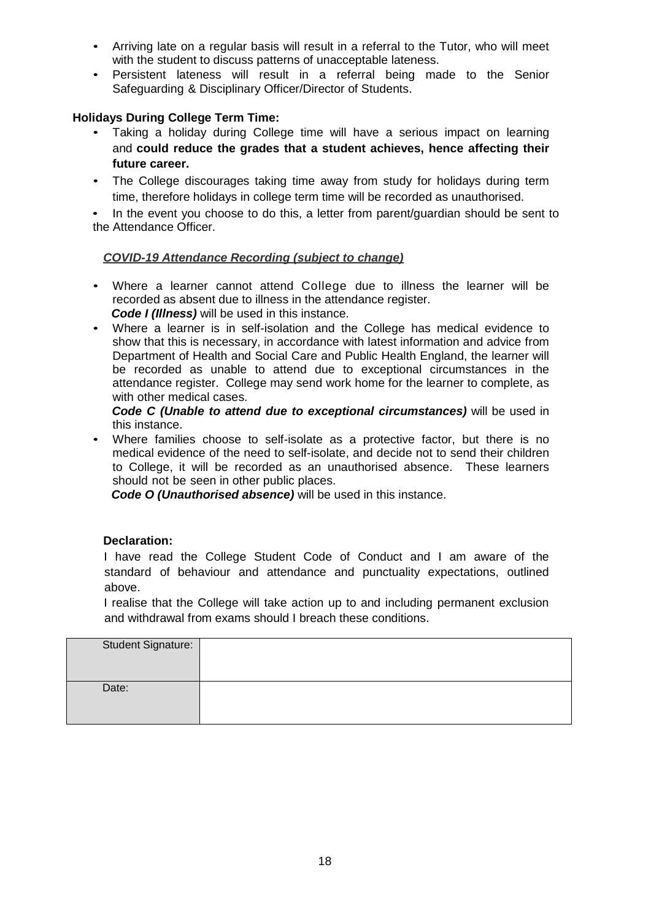- Arriving late on a regular basis will result in a referral to the Tutor, who will meet with the student to discuss patterns of unacceptable lateness.
- Persistent lateness will result in a referral being made to the Senior Safeguarding & Disciplinary Officer/Director of Students.

**Holidays During College Term Time:**

- Taking a holiday during College time will have a serious impact on learning and **could reduce the grades that a student achieves, hence affecting their future career.**
- The College discourages taking time away from study for holidays during term time, therefore holidays in college term time will be recorded as unauthorised.
- In the event you choose to do this, a letter from parent/guardian should be sent to the Attendance Officer.

***COVID-19 Attendance Recording (subject to change)***

- Where a learner cannot attend College due to illness the learner will be recorded as absent due to illness in the attendance register.
  ***Code I (Illness)*** will be used in this instance.
- Where a learner is in self-isolation and the College has medical evidence to show that this is necessary, in accordance with latest information and advice from Department of Health and Social Care and Public Health England, the learner will be recorded as unable to attend due to exceptional circumstances in the attendance register. College may send work home for the learner to complete, as with other medical cases.
  ***Code C (Unable to attend due to exceptional circumstances)*** will be used in this instance.
- Where families choose to self-isolate as a protective factor, but there is no medical evidence of the need to self-isolate, and decide not to send their children to College, it will be recorded as an unauthorised absence. These learners should not be seen in other public places.
  ***Code O (Unauthorised absence)*** will be used in this instance.

**Declaration:**

I have read the College Student Code of Conduct and I am aware of the standard of behaviour and attendance and punctuality expectations, outlined above.

I realise that the College will take action up to and including permanent exclusion and withdrawal from exams should I breach these conditions.

| Student Signature: | |
|---|---|
| Date: | |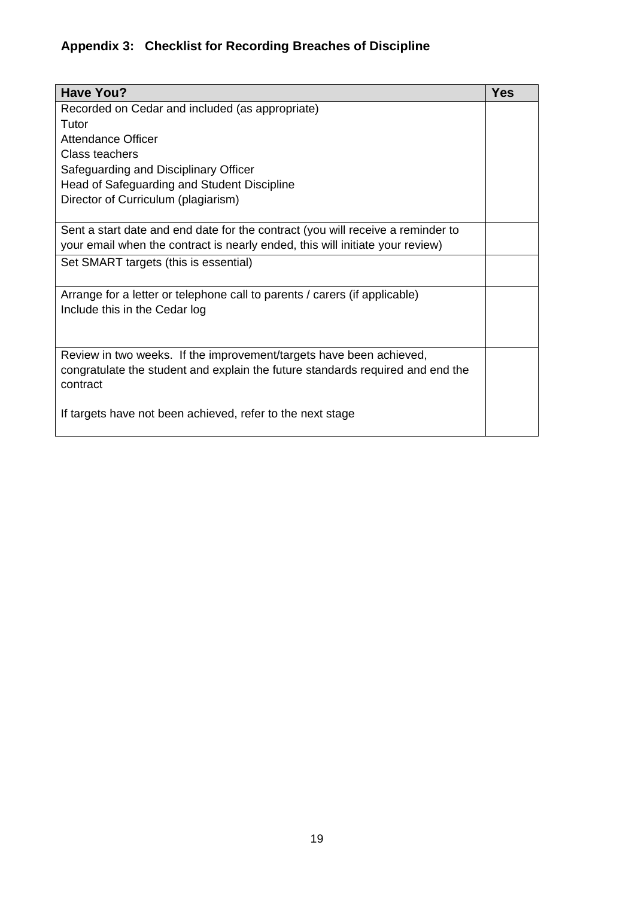## Appendix 3: Checklist for Recording Breaches of Discipline

| Have You? | Yes |
|---|---|
| Recorded on Cedar and included (as appropriate)<br>Tutor<br>Attendance Officer<br>Class teachers<br>Safeguarding and Disciplinary Officer<br>Head of Safeguarding and Student Discipline<br>Director of Curriculum (plagiarism) | |
| Sent a start date and end date for the contract (you will receive a reminder to your email when the contract is nearly ended, this will initiate your review) | |
| Set SMART targets (this is essential) | |
| Arrange for a letter or telephone call to parents / carers (if applicable)<br>Include this in the Cedar log | |
| Review in two weeks. If the improvement/targets have been achieved, congratulate the student and explain the future standards required and end the contract<br><br>If targets have not been achieved, refer to the next stage | |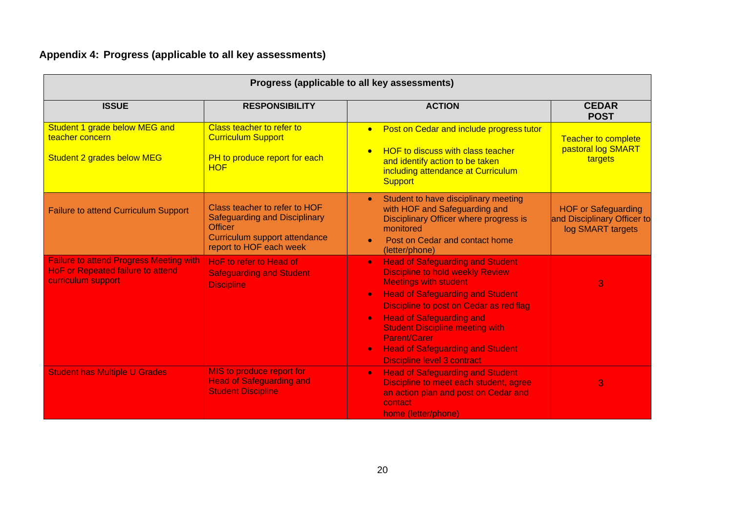**Appendix 4: Progress (applicable to all key assessments)**

| Progress (applicable to all key assessments) | | | |
|---|---|---|---|
| **ISSUE** | **RESPONSIBILITY** | **ACTION** | **CEDAR POST** |
| Student 1 grade below MEG and teacher concern<br><br>Student 2 grades below MEG | Class teacher to refer to Curriculum Support<br><br>PH to produce report for each HOF | • Post on Cedar and include progress tutor<br>• HOF to discuss with class teacher and identify action to be taken including attendance at Curriculum Support | Teacher to complete pastoral log SMART targets |
| Failure to attend Curriculum Support | Class teacher to refer to HOF Safeguarding and Disciplinary Officer<br>Curriculum support attendance report to HOF each week | • Student to have disciplinary meeting with HOF and Safeguarding and Disciplinary Officer where progress is monitored<br>• Post on Cedar and contact home (letter/phone) | HOF or Safeguarding and Disciplinary Officer to log SMART targets |
| Failure to attend Progress Meeting with HoF or Repeated failure to attend curriculum support | HoF to refer to Head of Safeguarding and Student Discipline | • Head of Safeguarding and Student Discipline to hold weekly Review Meetings with student<br>• Head of Safeguarding and Student Discipline to post on Cedar as red flag<br>• Head of Safeguarding and Student Discipline meeting with Parent/Carer<br>• Head of Safeguarding and Student Discipline level 3 contract | 3 |
| Student has Multiple U Grades | MIS to produce report for Head of Safeguarding and Student Discipline | • Head of Safeguarding and Student Discipline to meet each student, agree an action plan and post on Cedar and contact home (letter/phone) | 3 |